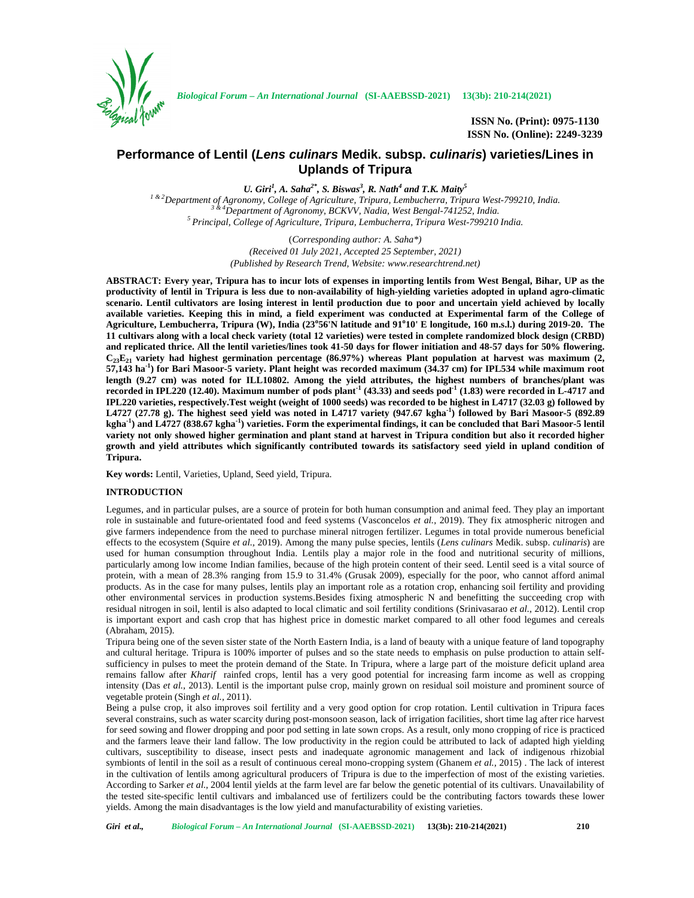ISSN No. (Print): 0975-1130
ISSN No. (Online): 2249-3239

# Performance of Lentil (*Lens culinars* Medik. subsp. *culinaris*) varieties/Lines in Uplands of Tripura

***U. Giri[1], A. Saha[2*], S. Biswas[3], R. Nath[4] and T.K. Maity[5]***

*[1 & 2]Department of Agronomy, College of Agriculture, Tripura, Lembucherra, Tripura West-799210, India.*
*[3 & 4]Department of Agronomy, BCKVV, Nadia, West Bengal-741252, India.*
*[5]Principal, College of Agriculture, Tripura, Lembucherra, Tripura West-799210 India.*

(*Corresponding author: A. Saha**)
*(Received 01 July 2021, Accepted 25 September, 2021)*
*(Published by Research Trend, Website: www.researchtrend.net)*

**ABSTRACT: Every year, Tripura has to incur lots of expenses in importing lentils from West Bengal, Bihar, UP as the productivity of lentil in Tripura is less due to non-availability of high-yielding varieties adopted in upland agro-climatic scenario. Lentil cultivators are losing interest in lentil production due to poor and uncertain yield achieved by locally available varieties. Keeping this in mind, a field experiment was conducted at Experimental farm of the College of Agriculture, Lembucherra, Tripura (W), India (23°56'N latitude and 91°10' E longitude, 160 m.s.l.) during 2019-20. The 11 cultivars along with a local check variety (total 12 varieties) were tested in complete randomized block design (CRBD) and replicated thrice. All the lentil varieties/lines took 41-50 days for flower initiation and 48-57 days for 50% flowering. $C_{23}E_{21}$ variety had highest germination percentage (86.97%) whereas Plant population at harvest was maximum (2, 57,143 ha$^{-1}$) for Bari Masoor-5 variety. Plant height was recorded maximum (34.37 cm) for IPL534 while maximum root length (9.27 cm) was noted for ILL10802. Among the yield attributes, the highest numbers of branches/plant was recorded in IPL220 (12.40). Maximum number of pods plant$^{-1}$ (43.33) and seeds pod$^{-1}$ (1.83) were recorded in L-4717 and IPL220 varieties, respectively.Test weight (weight of 1000 seeds) was recorded to be highest in L4717 (32.03 g) followed by L4727 (27.78 g). The highest seed yield was noted in L4717 variety (947.67 kgha$^{-1}$) followed by Bari Masoor-5 (892.89 kgha$^{-1}$) and L4727 (838.67 kgha$^{-1}$) varieties. Form the experimental findings, it can be concluded that Bari Masoor-5 lentil variety not only showed higher germination and plant stand at harvest in Tripura condition but also it recorded higher growth and yield attributes which significantly contributed towards its satisfactory seed yield in upland condition of Tripura.**

**Key words:** Lentil, Varieties, Upland, Seed yield, Tripura.

## INTRODUCTION

Legumes, and in particular pulses, are a source of protein for both human consumption and animal feed. They play an important role in sustainable and future-orientated food and feed systems (Vasconcelos *et al.,* 2019). They fix atmospheric nitrogen and give farmers independence from the need to purchase mineral nitrogen fertilizer. Legumes in total provide numerous beneficial effects to the ecosystem (Squire *et al.,* 2019). Among the many pulse species, lentils (*Lens culinars* Medik. subsp. *culinaris*) are used for human consumption throughout India. Lentils play a major role in the food and nutritional security of millions, particularly among low income Indian families, because of the high protein content of their seed. Lentil seed is a vital source of protein, with a mean of 28.3% ranging from 15.9 to 31.4% (Grusak 2009), especially for the poor, who cannot afford animal products. As in the case for many pulses, lentils play an important role as a rotation crop, enhancing soil fertility and providing other environmental services in production systems.Besides fixing atmospheric N and benefitting the succeeding crop with residual nitrogen in soil, lentil is also adapted to local climatic and soil fertility conditions (Srinivasarao *et al.,* 2012). Lentil crop is important export and cash crop that has highest price in domestic market compared to all other food legumes and cereals (Abraham, 2015).

Tripura being one of the seven sister state of the North Eastern India, is a land of beauty with a unique feature of land topography and cultural heritage. Tripura is 100% importer of pulses and so the state needs to emphasis on pulse production to attain self-sufficiency in pulses to meet the protein demand of the State. In Tripura, where a large part of the moisture deficit upland area remains fallow after *Kharif* rainfed crops, lentil has a very good potential for increasing farm income as well as cropping intensity (Das *et al.,* 2013). Lentil is the important pulse crop, mainly grown on residual soil moisture and prominent source of vegetable protein (Singh *et al.,* 2011).

Being a pulse crop, it also improves soil fertility and a very good option for crop rotation. Lentil cultivation in Tripura faces several constrains, such as water scarcity during post-monsoon season, lack of irrigation facilities, short time lag after rice harvest for seed sowing and flower dropping and poor pod setting in late sown crops. As a result, only mono cropping of rice is practiced and the farmers leave their land fallow. The low productivity in the region could be attributed to lack of adapted high yielding cultivars, susceptibility to disease, insect pests and inadequate agronomic management and lack of indigenous rhizobial symbionts of lentil in the soil as a result of continuous cereal mono-cropping system (Ghanem *et al.,* 2015) . The lack of interest in the cultivation of lentils among agricultural producers of Tripura is due to the imperfection of most of the existing varieties. According to Sarker *et al.,* 2004 lentil yields at the farm level are far below the genetic potential of its cultivars. Unavailability of the tested site-specific lentil cultivars and imbalanced use of fertilizers could be the contributing factors towards these lower yields. Among the main disadvantages is the low yield and manufacturability of existing varieties.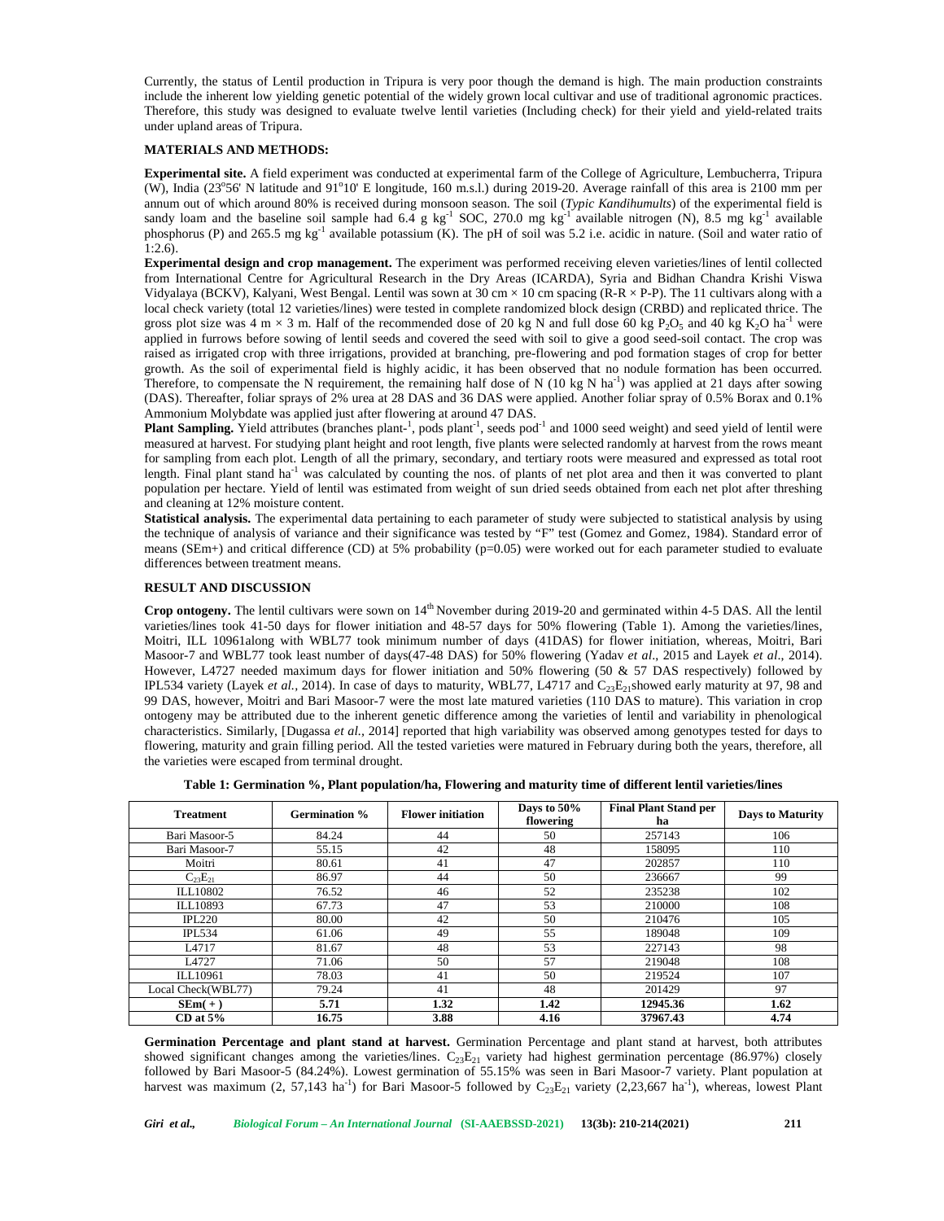Currently, the status of Lentil production in Tripura is very poor though the demand is high. The main production constraints include the inherent low yielding genetic potential of the widely grown local cultivar and use of traditional agronomic practices. Therefore, this study was designed to evaluate twelve lentil varieties (Including check) for their yield and yield-related traits under upland areas of Tripura.

## MATERIALS AND METHODS:

**Experimental site.** A field experiment was conducted at experimental farm of the College of Agriculture, Lembucherra, Tripura (W), India (23°56' N latitude and 91°10' E longitude, 160 m.s.l.) during 2019-20. Average rainfall of this area is 2100 mm per annum out of which around 80% is received during monsoon season. The soil (*Typic Kandihumults*) of the experimental field is sandy loam and the baseline soil sample had 6.4 g $kg^{-1}$ SOC, 270.0 mg $kg^{-1}$ available nitrogen (N), 8.5 mg $kg^{-1}$ available phosphorus (P) and 265.5 mg $kg^{-1}$ available potassium (K). The pH of soil was 5.2 i.e. acidic in nature. (Soil and water ratio of 1:2.6).

**Experimental design and crop management.** The experiment was performed receiving eleven varieties/lines of lentil collected from International Centre for Agricultural Research in the Dry Areas (ICARDA), Syria and Bidhan Chandra Krishi Viswa Vidyalaya (BCKV), Kalyani, West Bengal. Lentil was sown at 30 cm × 10 cm spacing (R-R × P-P). The 11 cultivars along with a local check variety (total 12 varieties/lines) were tested in complete randomized block design (CRBD) and replicated thrice. The gross plot size was 4 m × 3 m. Half of the recommended dose of 20 kg N and full dose 60 kg $P_2O_5$ and 40 kg $K_2O$ $ha^{-1}$ were applied in furrows before sowing of lentil seeds and covered the seed with soil to give a good seed-soil contact. The crop was raised as irrigated crop with three irrigations, provided at branching, pre-flowering and pod formation stages of crop for better growth. As the soil of experimental field is highly acidic, it has been observed that no nodule formation has been occurred. Therefore, to compensate the N requirement, the remaining half dose of N (10 kg N $ha^{-1}$) was applied at 21 days after sowing (DAS). Thereafter, foliar sprays of 2% urea at 28 DAS and 36 DAS were applied. Another foliar spray of 0.5% Borax and 0.1% Ammonium Molybdate was applied just after flowering at around 47 DAS.

**Plant Sampling.** Yield attributes (branches plant-$^{1}$, pods $plant^{-1}$, seeds $pod^{-1}$ and 1000 seed weight) and seed yield of lentil were measured at harvest. For studying plant height and root length, five plants were selected randomly at harvest from the rows meant for sampling from each plot. Length of all the primary, secondary, and tertiary roots were measured and expressed as total root length. Final plant stand $ha^{-1}$ was calculated by counting the nos. of plants of net plot area and then it was converted to plant population per hectare. Yield of lentil was estimated from weight of sun dried seeds obtained from each net plot after threshing and cleaning at 12% moisture content.

**Statistical analysis.** The experimental data pertaining to each parameter of study were subjected to statistical analysis by using the technique of analysis of variance and their significance was tested by "F" test (Gomez and Gomez, 1984). Standard error of means (SEm+) and critical difference (CD) at 5% probability (p=0.05) were worked out for each parameter studied to evaluate differences between treatment means.

## RESULT AND DISCUSSION

**Crop ontogeny.** The lentil cultivars were sown on 14th November during 2019-20 and germinated within 4-5 DAS. All the lentil varieties/lines took 41-50 days for flower initiation and 48-57 days for 50% flowering (Table 1). Among the varieties/lines, Moitri, ILL 10961along with WBL77 took minimum number of days (41DAS) for flower initiation, whereas, Moitri, Bari Masoor-7 and WBL77 took least number of days(47-48 DAS) for 50% flowering (Yadav *et al*., 2015 and Layek *et al*., 2014). However, L4727 needed maximum days for flower initiation and 50% flowering (50 & 57 DAS respectively) followed by IPL534 variety (Layek *et al.*, 2014). In case of days to maturity, WBL77, L4717 and $C_{23}E_{21}$showed early maturity at 97, 98 and 99 DAS, however, Moitri and Bari Masoor-7 were the most late matured varieties (110 DAS to mature). This variation in crop ontogeny may be attributed due to the inherent genetic difference among the varieties of lentil and variability in phenological characteristics. Similarly, [Dugassa *et al.*, 2014] reported that high variability was observed among genotypes tested for days to flowering, maturity and grain filling period. All the tested varieties were matured in February during both the years, therefore, all the varieties were escaped from terminal drought.

**Table 1: Germination %, Plant population/ha, Flowering and maturity time of different lentil varieties/lines**

| Treatment | Germination % | Flower initiation | Days to 50% flowering | Final Plant Stand per ha | Days to Maturity |
|---|---|---|---|---|---|
| Bari Masoor-5 | 84.24 | 44 | 50 | 257143 | 106 |
| Bari Masoor-7 | 55.15 | 42 | 48 | 158095 | 110 |
| Moitri | 80.61 | 41 | 47 | 202857 | 110 |
| $C_{23}E_{21}$ | 86.97 | 44 | 50 | 236667 | 99 |
| ILL10802 | 76.52 | 46 | 52 | 235238 | 102 |
| ILL10893 | 67.73 | 47 | 53 | 210000 | 108 |
| IPL220 | 80.00 | 42 | 50 | 210476 | 105 |
| IPL534 | 61.06 | 49 | 55 | 189048 | 109 |
| L4717 | 81.67 | 48 | 53 | 227143 | 98 |
| L4727 | 71.06 | 50 | 57 | 219048 | 108 |
| ILL10961 | 78.03 | 41 | 50 | 219524 | 107 |
| Local Check(WBL77) | 79.24 | 41 | 48 | 201429 | 97 |
| **SEm(+)** | **5.71** | **1.32** | **1.42** | **12945.36** | **1.62** |
| **CD at 5%** | **16.75** | **3.88** | **4.16** | **37967.43** | **4.74** |

**Germination Percentage and plant stand at harvest.** Germination Percentage and plant stand at harvest, both attributes showed significant changes among the varieties/lines. $C_{23}E_{21}$ variety had highest germination percentage (86.97%) closely followed by Bari Masoor-5 (84.24%). Lowest germination of 55.15% was seen in Bari Masoor-7 variety. Plant population at harvest was maximum (2, 57,143 $ha^{-1}$) for Bari Masoor-5 followed by $C_{23}E_{21}$ variety (2,23,667 $ha^{-1}$), whereas, lowest Plant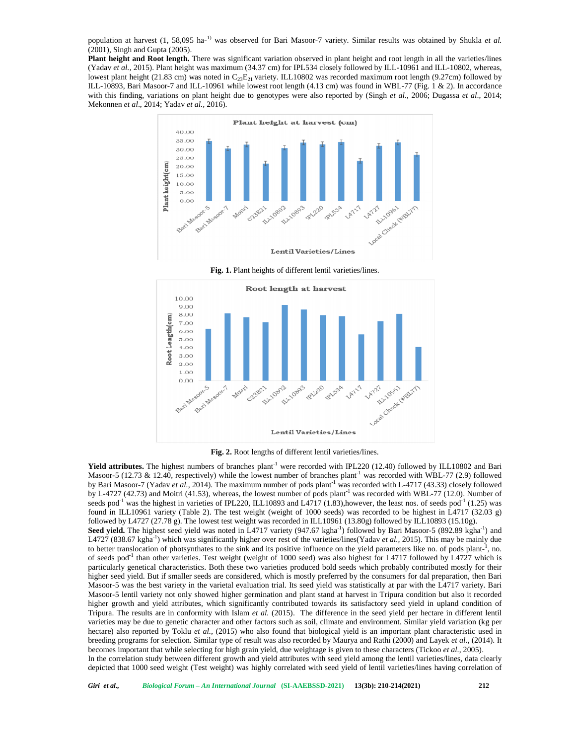population at harvest (1, 58,095 ha-[1]) was observed for Bari Masoor-7 variety. Similar results was obtained by Shukla *et al.* (2001), Singh and Gupta (2005).

**Plant height and Root length.** There was significant variation observed in plant height and root length in all the varieties/lines (Yadav *et al.*, 2015). Plant height was maximum (34.37 cm) for IPL534 closely followed by ILL-10961 and ILL-10802, whereas, lowest plant height (21.83 cm) was noted in $C_{23}E_{21}$ variety. ILL10802 was recorded maximum root length (9.27cm) followed by ILL-10893, Bari Masoor-7 and ILL-10961 while lowest root length (4.13 cm) was found in WBL-77 (Fig. 1 & 2). In accordance with this finding, variations on plant height due to genotypes were also reported by (Singh *et al.*, 2006; Dugassa *et al*., 2014; Mekonnen *et al*., 2014; Yadav *et al.*, 2016).

**Fig. 1.** Plant heights of different lentil varieties/lines.

**Fig. 2.** Root lengths of different lentil varieties/lines.

**Yield attributes.** The highest numbers of branches plant$^{-1}$ were recorded with IPL220 (12.40) followed by ILL10802 and Bari Masoor-5 (12.73 & 12.40, respectively) while the lowest number of branches plant$^{-1}$ was recorded with WBL-77 (2.9) followed by Bari Masoor-7 (Yadav *et al.*, 2014). The maximum number of pods plant$^{-1}$ was recorded with L-4717 (43.33) closely followed by L-4727 (42.73) and Moitri (41.53), whereas, the lowest number of pods plant$^{-1}$ was recorded with WBL-77 (12.0). Number of seeds pod$^{-1}$ was the highest in varieties of IPL220, ILL10893 and L4717 (1.83),however, the least nos. of seeds pod$^{-1}$ (1.25) was found in ILL10961 variety (Table 2). The test weight (weight of 1000 seeds) was recorded to be highest in L4717 (32.03 g) followed by L4727 (27.78 g). The lowest test weight was recorded in ILL10961 (13.80g) followed by ILL10893 (15.10g).

**Seed yield.** The highest seed yield was noted in L4717 variety (947.67 kgha$^{-1}$) followed by Bari Masoor-5 (892.89 kgha$^{-1}$) and L4727 (838.67 kgha$^{-1}$) which was significantly higher over rest of the varieties/lines(Yadav *et al.*, 2015). This may be mainly due to better translocation of photsynthates to the sink and its positive influence on the yield parameters like no. of pods plant-$^{1}$, no. of seeds pod$^{-1}$ than other varieties. Test weight (weight of 1000 seed) was also highest for L4727 which is particularly genetical characteristics. Both these two varieties produced bold seeds which probably contributed mostly for their higher seed yield. But if smaller seeds are considered, which is mostly preferred by the consumers for dal preparation, then Bari Masoor-5 was the best variety in the varietal evaluation trial. Its seed yield was statistically at par with the L4717 variety. Bari Masoor-5 lentil variety not only showed higher germination and plant stand at harvest in Tripura condition but also it recorded higher growth and yield attributes, which significantly contributed towards its satisfactory seed yield in upland condition of Tripura. The results are in conformity with Islam *et al.* (2015). The difference in the seed yield per hectare in different lentil varieties may be due to genetic character and other factors such as soil, climate and environment. Similar yield variation (kg per hectare) also reported by Toklu *et al.*, (2015) who also found that biological yield is an important plant characteristic used in breeding programs for selection. Similar type of result was also recorded by Maurya and Rathi (2000) and Layek *et al.*, (2014). It becomes important that while selecting for high grain yield, due weightage is given to these characters (Tickoo *et al.*, 2005).

In the correlation study between different growth and yield attributes with seed yield among the lentil varieties/lines, data clearly depicted that 1000 seed weight (Test weight) was highly correlated with seed yield of lentil varieties/lines having correlation of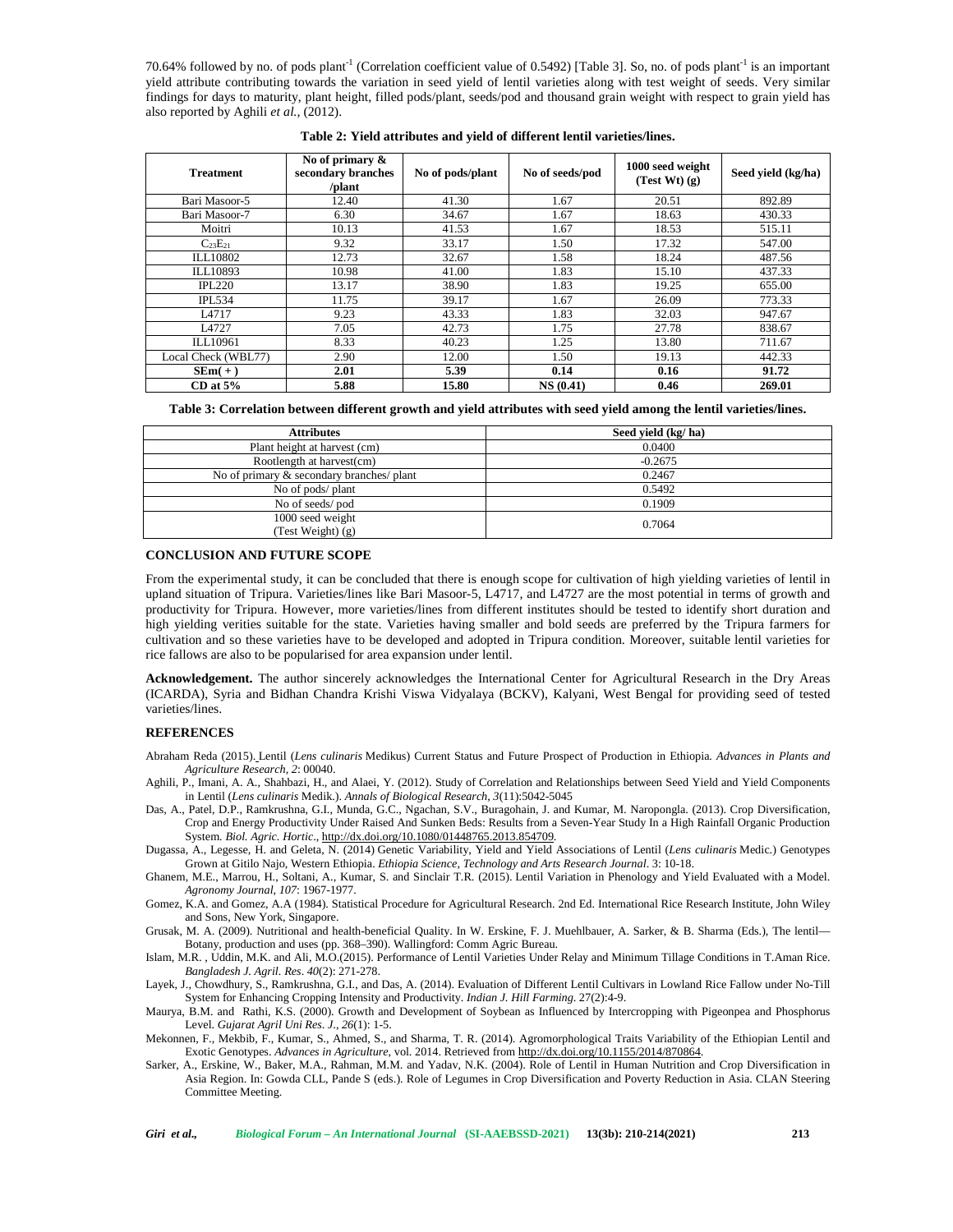70.64% followed by no. of pods plant$^{-1}$ (Correlation coefficient value of 0.5492) [Table 3]. So, no. of pods plant$^{-1}$ is an important yield attribute contributing towards the variation in seed yield of lentil varieties along with test weight of seeds. Very similar findings for days to maturity, plant height, filled pods/plant, seeds/pod and thousand grain weight with respect to grain yield has also reported by Aghili *et al.,* (2012).

**Table 2: Yield attributes and yield of different lentil varieties/lines.**

| Treatment | No of primary & secondary branches /plant | No of pods/plant | No of seeds/pod | 1000 seed weight (Test Wt) (g) | Seed yield (kg/ha) |
|---|---|---|---|---|---|
| Bari Masoor-5 | 12.40 | 41.30 | 1.67 | 20.51 | 892.89 |
| Bari Masoor-7 | 6.30 | 34.67 | 1.67 | 18.63 | 430.33 |
| Moitri | 10.13 | 41.53 | 1.67 | 18.53 | 515.11 |
| $C_{23}E_{21}$ | 9.32 | 33.17 | 1.50 | 17.32 | 547.00 |
| ILL10802 | 12.73 | 32.67 | 1.58 | 18.24 | 487.56 |
| ILL10893 | 10.98 | 41.00 | 1.83 | 15.10 | 437.33 |
| IPL220 | 13.17 | 38.90 | 1.83 | 19.25 | 655.00 |
| IPL534 | 11.75 | 39.17 | 1.67 | 26.09 | 773.33 |
| L4717 | 9.23 | 43.33 | 1.83 | 32.03 | 947.67 |
| L4727 | 7.05 | 42.73 | 1.75 | 27.78 | 838.67 |
| ILL10961 | 8.33 | 40.23 | 1.25 | 13.80 | 711.67 |
| Local Check (WBL77) | 2.90 | 12.00 | 1.50 | 19.13 | 442.33 |
| **SEm( + )** | **2.01** | **5.39** | **0.14** | **0.16** | **91.72** |
| **CD at 5%** | **5.88** | **15.80** | **NS (0.41)** | **0.46** | **269.01** |

**Table 3: Correlation between different growth and yield attributes with seed yield among the lentil varieties/lines.**

| Attributes | Seed yield (kg/ ha) |
|---|---|
| Plant height at harvest (cm) | 0.0400 |
| Rootlength at harvest(cm) | -0.2675 |
| No of primary & secondary branches/ plant | 0.2467 |
| No of pods/ plant | 0.5492 |
| No of seeds/ pod | 0.1909 |
| 1000 seed weight (Test Weight) (g) | 0.7064 |

## CONCLUSION AND FUTURE SCOPE

From the experimental study, it can be concluded that there is enough scope for cultivation of high yielding varieties of lentil in upland situation of Tripura. Varieties/lines like Bari Masoor-5, L4717, and L4727 are the most potential in terms of growth and productivity for Tripura. However, more varieties/lines from different institutes should be tested to identify short duration and high yielding verities suitable for the state. Varieties having smaller and bold seeds are preferred by the Tripura farmers for cultivation and so these varieties have to be developed and adopted in Tripura condition. Moreover, suitable lentil varieties for rice fallows are also to be popularised for area expansion under lentil.

**Acknowledgement.** The author sincerely acknowledges the International Center for Agricultural Research in the Dry Areas (ICARDA), Syria and Bidhan Chandra Krishi Viswa Vidyalaya (BCKV), Kalyani, West Bengal for providing seed of tested varieties/lines.

## REFERENCES

Abraham Reda (2015). Lentil (*Lens culinaris* Medikus) Current Status and Future Prospect of Production in Ethiopia. *Advances in Plants and Agriculture Research*, *2*: 00040.

Aghili, P., Imani, A. A., Shahbazi, H., and Alaei, Y. (2012). Study of Correlation and Relationships between Seed Yield and Yield Components in Lentil (*Lens culinaris* Medik.). *Annals of Biological Research*, *3*(11):5042-5045

Das, A., Patel, D.P., Ramkrushna, G.I., Munda, G.C., Ngachan, S.V., Buragohain, J. and Kumar, M. Naropongla. (2013). Crop Diversification, Crop and Energy Productivity Under Raised And Sunken Beds: Results from a Seven-Year Study In a High Rainfall Organic Production System. *Biol. Agric. Hortic*., http://dx.doi.org/10.1080/01448765.2013.854709.

Dugassa, A., Legesse, H. and Geleta, N. (2014) Genetic Variability, Yield and Yield Associations of Lentil (*Lens culinaris* Medic.) Genotypes Grown at Gitilo Najo, Western Ethiopia. *Ethiopia Science, Technology and Arts Research Journal*. 3: 10-18.

Ghanem, M.E., Marrou, H., Soltani, A., Kumar, S. and Sinclair T.R. (2015). Lentil Variation in Phenology and Yield Evaluated with a Model. *Agronomy Journal*, *107*: 1967-1977.

Gomez, K.A. and Gomez, A.A (1984). Statistical Procedure for Agricultural Research. 2nd Ed. International Rice Research Institute, John Wiley and Sons, New York, Singapore.

Grusak, M. A. (2009). Nutritional and health-beneficial Quality. In W. Erskine, F. J. Muehlbauer, A. Sarker, & B. Sharma (Eds.), The lentil—Botany, production and uses (pp. 368–390). Wallingford: Comm Agric Bureau.

Islam, M.R. , Uddin, M.K. and Ali, M.O.(2015). Performance of Lentil Varieties Under Relay and Minimum Tillage Conditions in T.Aman Rice. *Bangladesh J. Agril. Res*. *40*(2): 271-278.

Layek, J., Chowdhury, S., Ramkrushna, G.I., and Das, A. (2014). Evaluation of Different Lentil Cultivars in Lowland Rice Fallow under No-Till System for Enhancing Cropping Intensity and Productivity. *Indian J. Hill Farming*. 27(2):4-9.

Maurya, B.M. and Rathi, K.S. (2000). Growth and Development of Soybean as Influenced by Intercropping with Pigeonpea and Phosphorus Level. *Gujarat Agril Uni Res. J*., *26*(1): 1-5.

Mekonnen, F., Mekbib, F., Kumar, S., Ahmed, S., and Sharma, T. R. (2014). Agromorphological Traits Variability of the Ethiopian Lentil and Exotic Genotypes. *Advances in Agriculture*, vol. 2014. Retrieved from http://dx.doi.org/10.1155/2014/870864.

Sarker, A., Erskine, W., Baker, M.A., Rahman, M.M. and Yadav, N.K. (2004). Role of Lentil in Human Nutrition and Crop Diversification in Asia Region. In: Gowda CLL, Pande S (eds.). Role of Legumes in Crop Diversification and Poverty Reduction in Asia. CLAN Steering Committee Meeting.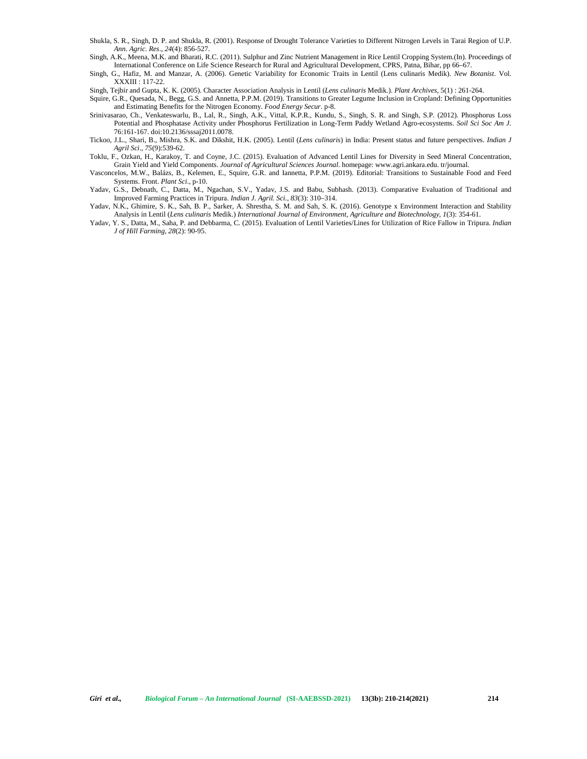Shukla, S. R., Singh, D. P. and Shukla, R. (2001). Response of Drought Tolerance Varieties to Different Nitrogen Levels in Tarai Region of U.P. *Ann. Agric. Res*., *24*(4): 856-527.

Singh, A.K., Meena, M.K. and Bharati, R.C. (2011). Sulphur and Zinc Nutrient Management in Rice Lentil Cropping System.(In). Proceedings of International Conference on Life Science Research for Rural and Agricultural Development, CPRS, Patna, Bihar, pp 66–67.

Singh, G., Hafiz, M. and Manzar, A. (2006). Genetic Variability for Economic Traits in Lentil (Lens culinaris Medik). *New Botanist*. Vol. XXXIII : 117-22.

Singh, Tejbir and Gupta, K. K. (2005). Character Association Analysis in Lentil (*Lens culinaris* Medik.). *Plant Archives*, 5(1) : 261-264.

Squire, G.R., Quesada, N., Begg, G.S. and Annetta, P.P.M. (2019). Transitions to Greater Legume Inclusion in Cropland: Defining Opportunities and Estimating Benefits for the Nitrogen Economy. *Food Energy Secur*. p-8.

Srinivasarao, Ch., Venkateswarlu, B., Lal, R., Singh, A.K., Vittal, K.P.R., Kundu, S., Singh, S. R. and Singh, S.P. (2012). Phosphorus Loss Potential and Phosphatase Activity under Phosphorus Fertilization in Long-Term Paddy Wetland Agro-ecosystems. *Soil Sci Soc Am J*. 76:161-167. doi:10.2136/sssaj2011.0078.

Tickoo, J.L., Shari, B., Mishra, S.K. and Dikshit, H.K. (2005). Lentil (*Lens culinaris*) in India: Present status and future perspectives. *Indian J Agril Sci*., *75*(9):539-62.

Toklu, F., Ozkan, H., Karakoy, T. and Coyne, J.C. (2015). Evaluation of Advanced Lentil Lines for Diversity in Seed Mineral Concentration, Grain Yield and Yield Components. *Journal of Agricultural Sciences Journal*. homepage: www.agri.ankara.edu. tr/journal.

Vasconcelos, M.W., Balázs, B., Kelemen, E., Squire, G.R. and Iannetta, P.P.M. (2019). Editorial: Transitions to Sustainable Food and Feed Systems. Front. *Plant Sci*., p-10.

Yadav, G.S., Debnath, C., Datta, M., Ngachan, S.V., Yadav, J.S. and Babu, Subhash. (2013). Comparative Evaluation of Traditional and Improved Farming Practices in Tripura. *Indian J. Agril. Sci.*, *83*(3): 310–314.

Yadav, N.K., Ghimire, S. K., Sah, B. P., Sarker, A. Shrestha, S. M. and Sah, S. K. (2016). Genotype x Environment Interaction and Stability Analysis in Lentil (*Lens culinaris* Medik.) *International Journal of Environment, Agriculture and Biotechnology*, *1*(3): 354-61.

Yadav, Y. S., Datta, M., Saha, P. and Debbarma, C. (2015). Evaluation of Lentil Varieties/Lines for Utilization of Rice Fallow in Tripura. *Indian J of Hill Farming*, *28*(2): 90-95.